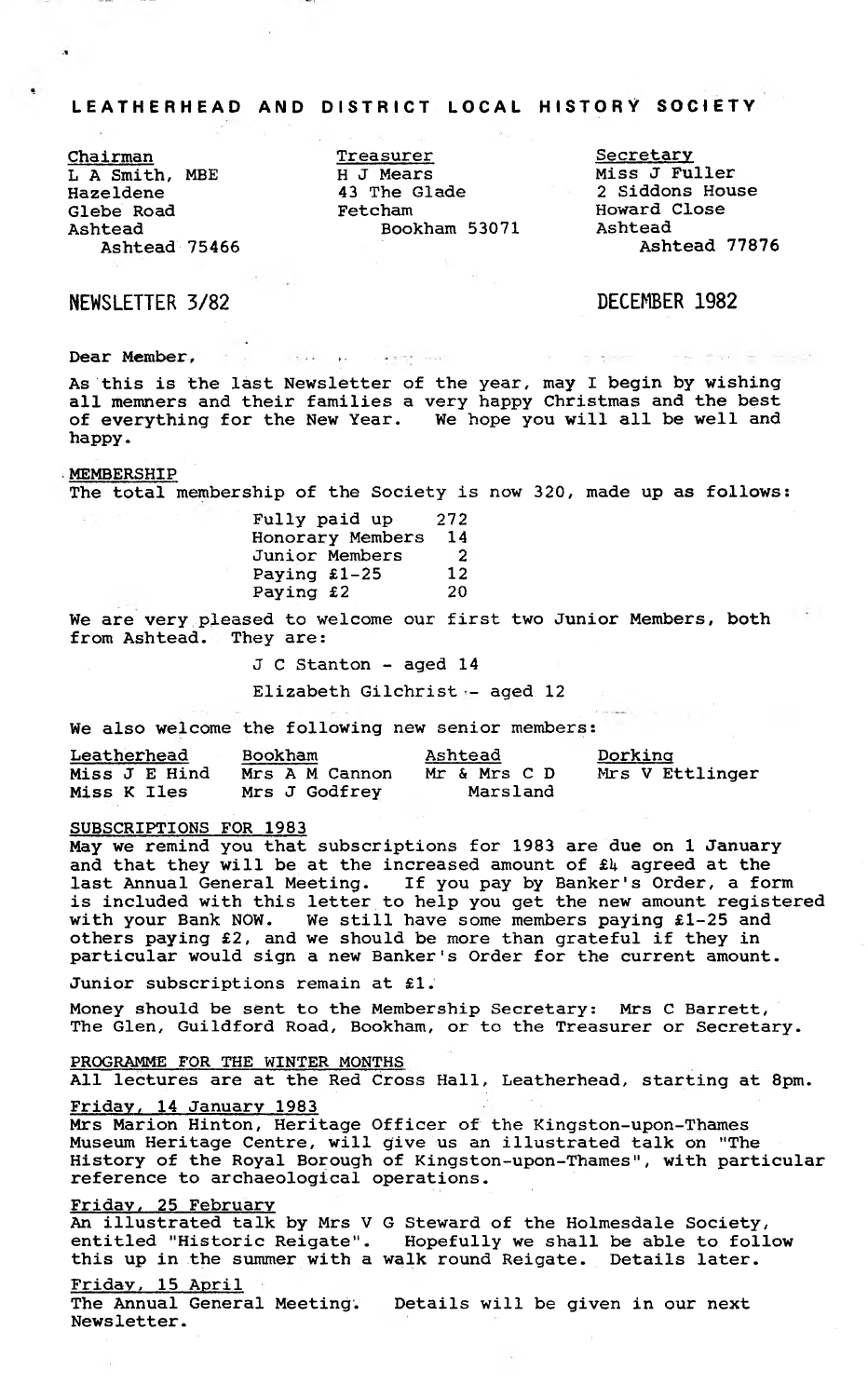# LEATHERHEAD AND DISTRICT LOCAL HISTORY SOCIETY

| Chairman | Treasurer | Secretary |
|---|---|---|
| L A Smith, MBE | H J Mears | Miss J Fuller |
| Hazeldene | 43 The Glade | 2 Siddons House |
| Glebe Road | Fetcham | Howard Close |
| Ashtead | Bookham 53071 | Ashtead |
| Ashtead 75466 | | Ashtead 77876 |

## NEWSLETTER 3/82

## DECEMBER 1982

Dear Member,

As this is the last Newsletter of the year, may I begin by wishing all memners and their families a very happy Christmas and the best of everything for the New Year. We hope you will all be well and happy.

### MEMBERSHIP

The total membership of the Society is now 320, made up as follows:

| | |
|---|---|
| Fully paid up | 272 |
| Honorary Members | 14 |
| Junior Members | 2 |
| Paying £1-25 | 12 |
| Paying £2 | 20 |

We are very pleased to welcome our first two Junior Members, both from Ashtead. They are:

J C Stanton - aged 14

Elizabeth Gilchrist - aged 12

We also welcome the following new senior members:

| Leatherhead | Bookham | Ashtead | Dorking |
|---|---|---|---|
| Miss J E Hind | Mrs A M Cannon | Mr & Mrs C D Marsland | Mrs V Ettlinger |
| Miss K Iles | Mrs J Godfrey | | |

### SUBSCRIPTIONS FOR 1983

May we remind you that subscriptions for 1983 are due on 1 January and that they will be at the increased amount of £4 agreed at the last Annual General Meeting. If you pay by Banker's Order, a form is included with this letter to help you get the new amount registered with your Bank NOW. We still have some members paying £1-25 and others paying £2, and we should be more than grateful if they in particular would sign a new Banker's Order for the current amount.

Junior subscriptions remain at £1.

Money should be sent to the Membership Secretary: Mrs C Barrett, The Glen, Guildford Road, Bookham, or to the Treasurer or Secretary.

### PROGRAMME FOR THE WINTER MONTHS

All lectures are at the Red Cross Hall, Leatherhead, starting at 8pm.

#### Friday, 14 January 1983

Mrs Marion Hinton, Heritage Officer of the Kingston-upon-Thames Museum Heritage Centre, will give us an illustrated talk on "The History of the Royal Borough of Kingston-upon-Thames", with particular reference to archaeological operations.

#### Friday, 25 February

An illustrated talk by Mrs V G Steward of the Holmesdale Society, entitled "Historic Reigate". Hopefully we shall be able to follow this up in the summer with a walk round Reigate. Details later.

#### Friday, 15 April

The Annual General Meeting. Details will be given in our next Newsletter.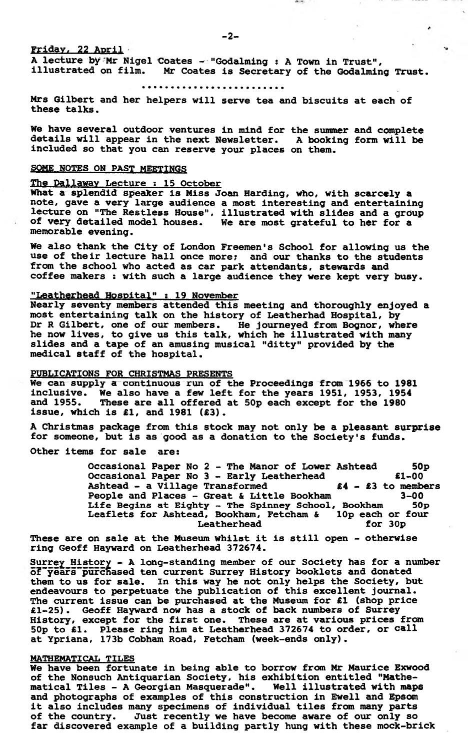Friday, 22 April

A lecture by Mr Nigel Coates - "Godalming : A Town in Trust", illustrated on film. Mr Coates is Secretary of the Godalming Trust.

........................

Mrs Gilbert and her helpers will serve tea and biscuits at each of these talks.

We have several outdoor ventures in mind for the summer and complete details will appear in the next Newsletter. A booking form will be included so that you can reserve your places on them.

## SOME NOTES ON PAST MEETINGS

### The Dallaway Lecture : 15 October

What a splendid speaker is Miss Joan Harding, who, with scarcely a note, gave a very large audience a most interesting and entertaining lecture on "The Restless House", illustrated with slides and a group of very detailed model houses. We are most grateful to her for a memorable evening.

We also thank the City of London Freemen's School for allowing us the use of their lecture hall once more; and our thanks to the students from the school who acted as car park attendants, stewards and coffee makers : with such a large audience they were kept very busy.

### "Leatherhead Hospital" : 19 November

Nearly seventy members attended this meeting and thoroughly enjoyed a most entertaining talk on the history of Leatherhad Hospital, by Dr R Gilbert, one of our members. He journeyed from Bognor, where he now lives, to give us this talk, which he illustrated with many slides and a tape of an amusing musical "ditty" provided by the medical staff of the hospital.

## PUBLICATIONS FOR CHRISTMAS PRESENTS

We can supply a continuous run of the Proceedings from 1966 to 1981 inclusive. We also have a few left for the years 1951, 1953, 1954 and 1955. These are all offered at 50p each except for the 1980 issue, which is £1, and 1981 (£3).

A Christmas package from this stock may not only be a pleasant surprise for someone, but is as good as a donation to the Society's funds.

Other items for sale are:

| | |
|---|---|
| Occasional Paper No 2 - The Manor of Lower Ashtead | 50p |
| Occasional Paper No 3 - Early Leatherhead | £1-00 |
| Ashtead - a Village Transformed | £4 - £3 to members |
| People and Places - Great & Little Bookham | 3-00 |
| Life Begins at Eighty - The Spinney School, Bookham | 50p |
| Leaflets for Ashtead, Bookham, Fetcham & Leatherhead | 10p each or four for 30p |

These are on sale at the Museum whilst it is still open - otherwise ring Geoff Hayward on Leatherhead 372674.

Surrey History - A long-standing member of our Society has for a number of years purchased ten current Surrey History booklets and donated them to us for sale. In this way he not only helps the Society, but endeavours to perpetuate the publication of this excellent journal. The current issue can be purchased at the Museum for £1 (shop price £1-25). Geoff Hayward now has a stock of back numbers of Surrey History, except for the first one. These are at various prices from 50p to £1. Please ring him at Leatherhead 372674 to order, or call at Ypriana, 173b Cobham Road, Fetcham (week-ends only).

## MATHEMATICAL TILES

We have been fortunate in being able to borrow from Mr Maurice Exwood of the Nonsuch Antiquarian Society, his exhibition entitled "Mathematical Tiles - A Georgian Masquerade". Well illustrated with maps and photographs of examples of this construction in Ewell and Epsom it also includes many specimens of individual tiles from many parts of the country. Just recently we have become aware of our only so far discovered example of a building partly hung with these mock-brick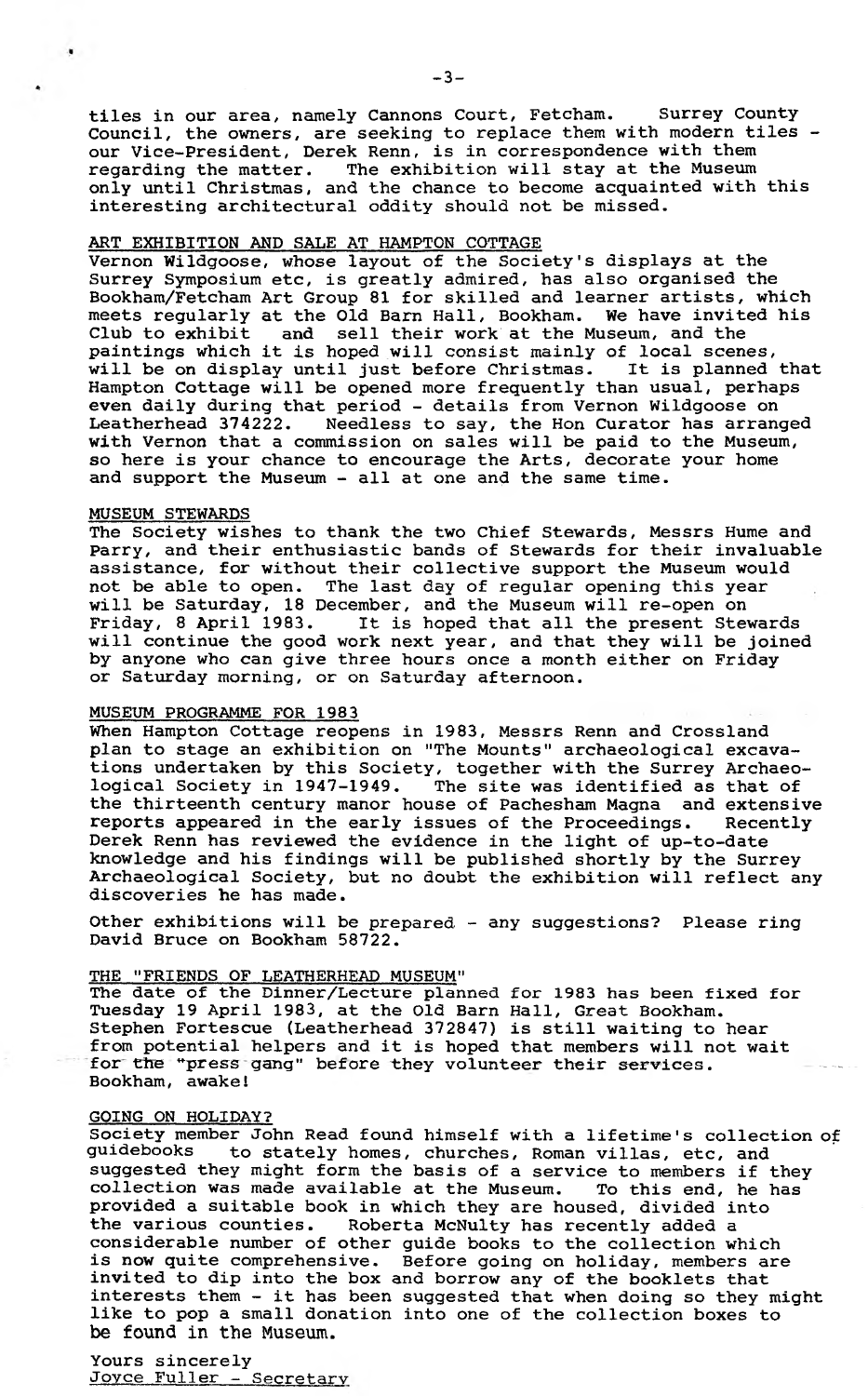tiles in our area, namely Cannons Court, Fetcham. Surrey County Council, the owners, are seeking to replace them with modern tiles - our Vice-President, Derek Renn, is in correspondence with them regarding the matter. The exhibition will stay at the Museum only until Christmas, and the chance to become acquainted with this interesting architectural oddity should not be missed.

## ART EXHIBITION AND SALE AT HAMPTON COTTAGE

Vernon Wildgoose, whose layout of the Society's displays at the Surrey Symposium etc, is greatly admired, has also organised the Bookham/Fetcham Art Group 81 for skilled and learner artists, which meets regularly at the Old Barn Hall, Bookham. We have invited his Club to exhibit and sell their work at the Museum, and the paintings which it is hoped will consist mainly of local scenes, will be on display until just before Christmas. It is planned that Hampton Cottage will be opened more frequently than usual, perhaps even daily during that period - details from Vernon Wildgoose on Leatherhead 374222. Needless to say, the Hon Curator has arranged with Vernon that a commission on sales will be paid to the Museum, so here is your chance to encourage the Arts, decorate your home and support the Museum - all at one and the same time.

## MUSEUM STEWARDS

The Society wishes to thank the two Chief Stewards, Messrs Hume and Parry, and their enthusiastic bands of Stewards for their invaluable assistance, for without their collective support the Museum would not be able to open. The last day of regular opening this year will be Saturday, 18 December, and the Museum will re-open on Friday, 8 April 1983. It is hoped that all the present Stewards will continue the good work next year, and that they will be joined by anyone who can give three hours once a month either on Friday or Saturday morning, or on Saturday afternoon.

## MUSEUM PROGRAMME FOR 1983

When Hampton Cottage reopens in 1983, Messrs Renn and Crossland plan to stage an exhibition on "The Mounts" archaeological excavations undertaken by this Society, together with the Surrey Archaeological Society in 1947-1949. The site was identified as that of the thirteenth century manor house of Pachesham Magna and extensive reports appeared in the early issues of the Proceedings. Recently Derek Renn has reviewed the evidence in the light of up-to-date knowledge and his findings will be published shortly by the Surrey Archaeological Society, but no doubt the exhibition will reflect any discoveries he has made.

Other exhibitions will be prepared - any suggestions? Please ring David Bruce on Bookham 58722.

## THE "FRIENDS OF LEATHERHEAD MUSEUM"

The date of the Dinner/Lecture planned for 1983 has been fixed for Tuesday 19 April 1983, at the Old Barn Hall, Great Bookham. Stephen Fortescue (Leatherhead 372847) is still waiting to hear from potential helpers and it is hoped that members will not wait for the "press gang" before they volunteer their services. Bookham, awake!

## GOING ON HOLIDAY?

Society member John Read found himself with a lifetime's collection of guidebooks to stately homes, churches, Roman villas, etc, and suggested they might form the basis of a service to members if they collection was made available at the Museum. To this end, he has provided a suitable book in which they are housed, divided into the various counties. Roberta McNulty has recently added a considerable number of other guide books to the collection which is now quite comprehensive. Before going on holiday, members are invited to dip into the box and borrow any of the booklets that interests them - it has been suggested that when doing so they might like to pop a small donation into one of the collection boxes to be found in the Museum.

Yours sincerely
Joyce Fuller - Secretary